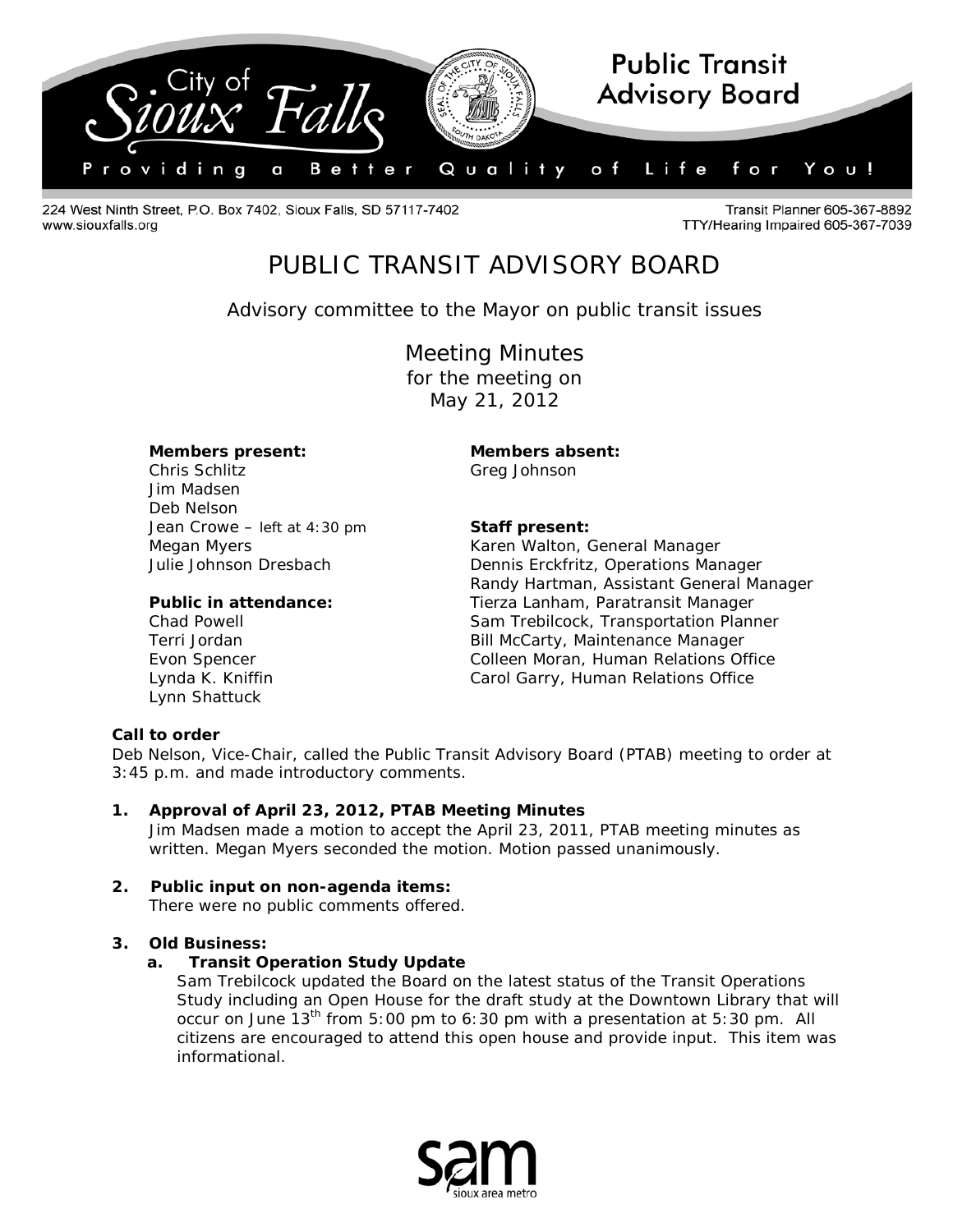**Public Transit Advisory Board**

224 West Ninth Street, P.O. Box 7402, Sioux Falls, SD 57117-7402
www.siouxfalls.org

Transit Planner 605-367-8892
TTY/Hearing Impaired 605-367-7039

# PUBLIC TRANSIT ADVISORY BOARD

Advisory committee to the Mayor on public transit issues

## Meeting Minutes

for the meeting on
May 21, 2012

**Members present:**
Chris Schlitz
Jim Madsen
Deb Nelson
Jean Crowe – left at 4:30 pm
Megan Myers
Julie Johnson Dresbach

**Public in attendance:**
Chad Powell
Terri Jordan
Evon Spencer
Lynda K. Kniffin
Lynn Shattuck

**Members absent:**
Greg Johnson

**Staff present:**
Karen Walton, General Manager
Dennis Erckfritz, Operations Manager
Randy Hartman, Assistant General Manager
Tierza Lanham, Paratransit Manager
Sam Trebilcock, Transportation Planner
Bill McCarty, Maintenance Manager
Colleen Moran, Human Relations Office
Carol Garry, Human Relations Office

**Call to order**
Deb Nelson, Vice-Chair, called the Public Transit Advisory Board (PTAB) meeting to order at 3:45 p.m. and made introductory comments.

1. **Approval of April 23, 2012, PTAB Meeting Minutes**
   Jim Madsen made a motion to accept the April 23, 2011, PTAB meeting minutes as written. Megan Myers seconded the motion. Motion passed unanimously.

2. **Public input on non-agenda items:**
   There were no public comments offered.

3. **Old Business:**
   a. **Transit Operation Study Update**
   Sam Trebilcock updated the Board on the latest status of the Transit Operations Study including an Open House for the draft study at the Downtown Library that will occur on June 13th from 5:00 pm to 6:30 pm with a presentation at 5:30 pm. All citizens are encouraged to attend this open house and provide input. This item was informational.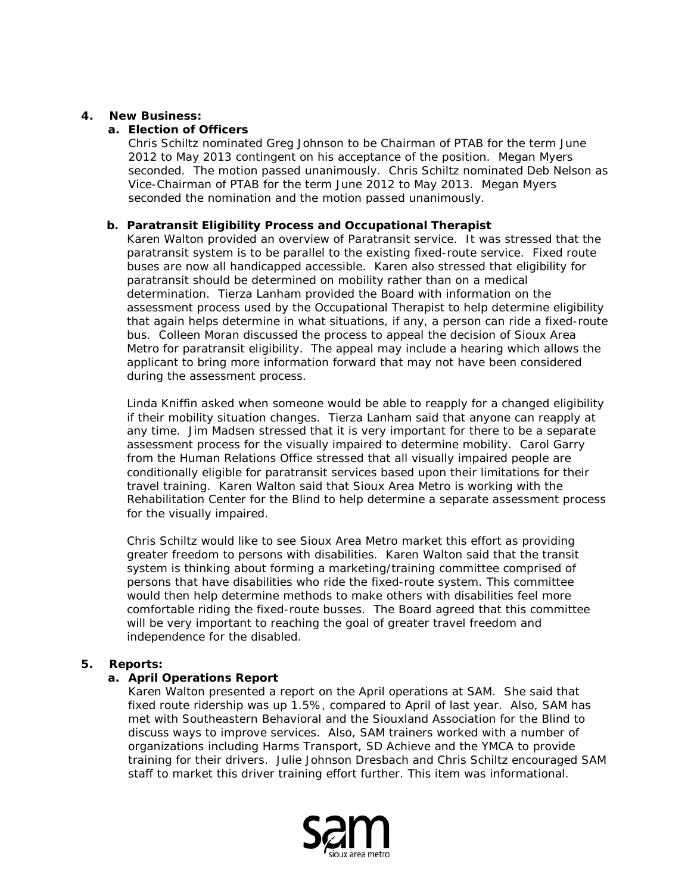**4. New Business:**

**a. Election of Officers**

Chris Schiltz nominated Greg Johnson to be Chairman of PTAB for the term June 2012 to May 2013 contingent on his acceptance of the position. Megan Myers seconded. The motion passed unanimously. Chris Schiltz nominated Deb Nelson as Vice-Chairman of PTAB for the term June 2012 to May 2013. Megan Myers seconded the nomination and the motion passed unanimously.

**b. Paratransit Eligibility Process and Occupational Therapist**

Karen Walton provided an overview of Paratransit service. It was stressed that the paratransit system is to be parallel to the existing fixed-route service. Fixed route buses are now all handicapped accessible. Karen also stressed that eligibility for paratransit should be determined on mobility rather than on a medical determination. Tierza Lanham provided the Board with information on the assessment process used by the Occupational Therapist to help determine eligibility that again helps determine in what situations, if any, a person can ride a fixed-route bus. Colleen Moran discussed the process to appeal the decision of Sioux Area Metro for paratransit eligibility. The appeal may include a hearing which allows the applicant to bring more information forward that may not have been considered during the assessment process.

Linda Kniffin asked when someone would be able to reapply for a changed eligibility if their mobility situation changes. Tierza Lanham said that anyone can reapply at any time. Jim Madsen stressed that it is very important for there to be a separate assessment process for the visually impaired to determine mobility. Carol Garry from the Human Relations Office stressed that all visually impaired people are conditionally eligible for paratransit services based upon their limitations for their travel training. Karen Walton said that Sioux Area Metro is working with the Rehabilitation Center for the Blind to help determine a separate assessment process for the visually impaired.

Chris Schiltz would like to see Sioux Area Metro market this effort as providing greater freedom to persons with disabilities. Karen Walton said that the transit system is thinking about forming a marketing/training committee comprised of persons that have disabilities who ride the fixed-route system. This committee would then help determine methods to make others with disabilities feel more comfortable riding the fixed-route busses. The Board agreed that this committee will be very important to reaching the goal of greater travel freedom and independence for the disabled.

**5. Reports:**

**a. April Operations Report**

Karen Walton presented a report on the April operations at SAM. She said that fixed route ridership was up 1.5%, compared to April of last year. Also, SAM has met with Southeastern Behavioral and the Siouxland Association for the Blind to discuss ways to improve services. Also, SAM trainers worked with a number of organizations including Harms Transport, SD Achieve and the YMCA to provide training for their drivers. Julie Johnson Dresbach and Chris Schiltz encouraged SAM staff to market this driver training effort further. This item was informational.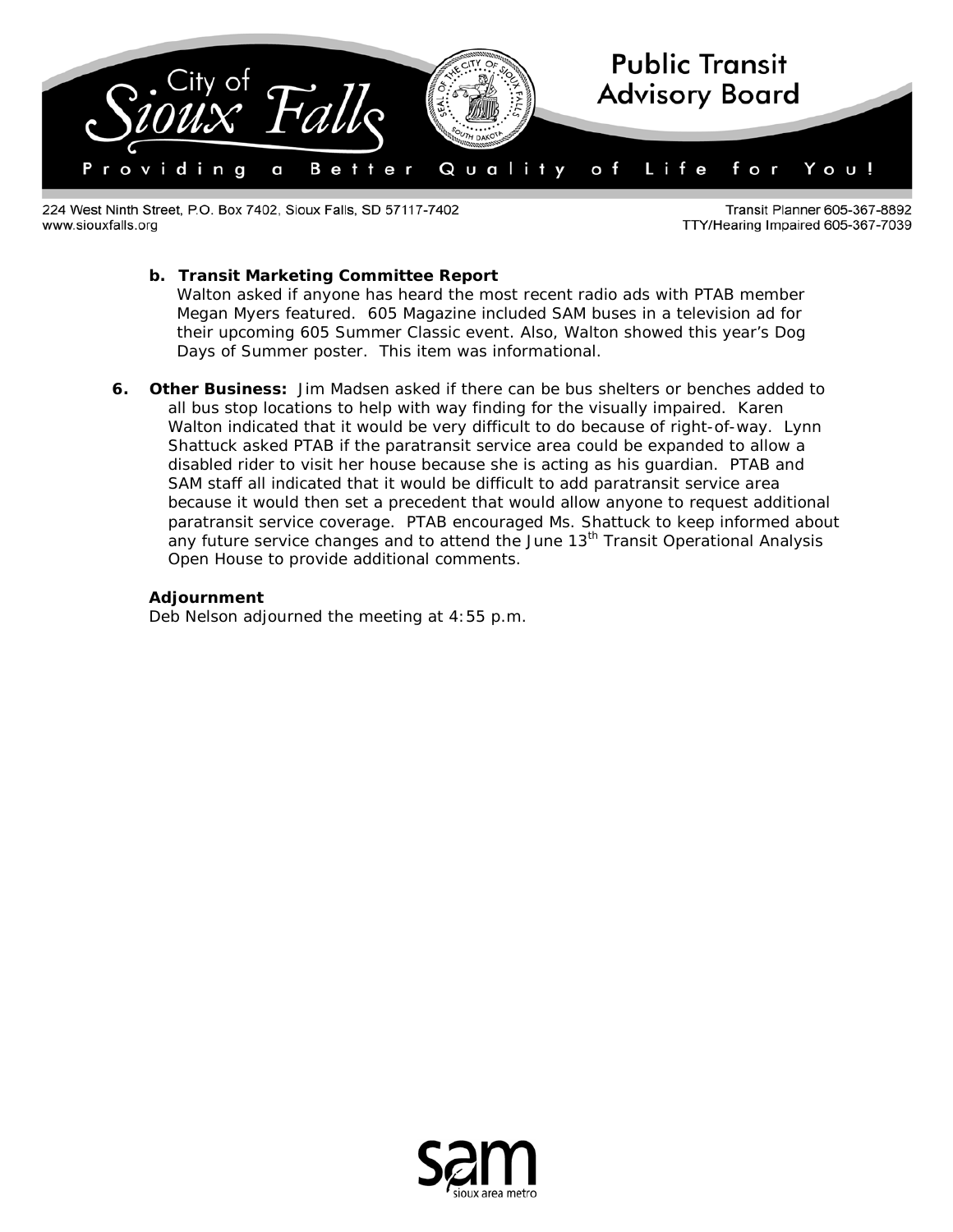**b. Transit Marketing Committee Report**

Walton asked if anyone has heard the most recent radio ads with PTAB member Megan Myers featured. 605 Magazine included SAM buses in a television ad for their upcoming 605 Summer Classic event. Also, Walton showed this year's Dog Days of Summer poster. This item was informational.

**6. Other Business:** Jim Madsen asked if there can be bus shelters or benches added to all bus stop locations to help with way finding for the visually impaired. Karen Walton indicated that it would be very difficult to do because of right-of-way. Lynn Shattuck asked PTAB if the paratransit service area could be expanded to allow a disabled rider to visit her house because she is acting as his guardian. PTAB and SAM staff all indicated that it would be difficult to add paratransit service area because it would then set a precedent that would allow anyone to request additional paratransit service coverage. PTAB encouraged Ms. Shattuck to keep informed about any future service changes and to attend the June 13th Transit Operational Analysis Open House to provide additional comments.

**Adjournment**

Deb Nelson adjourned the meeting at 4:55 p.m.